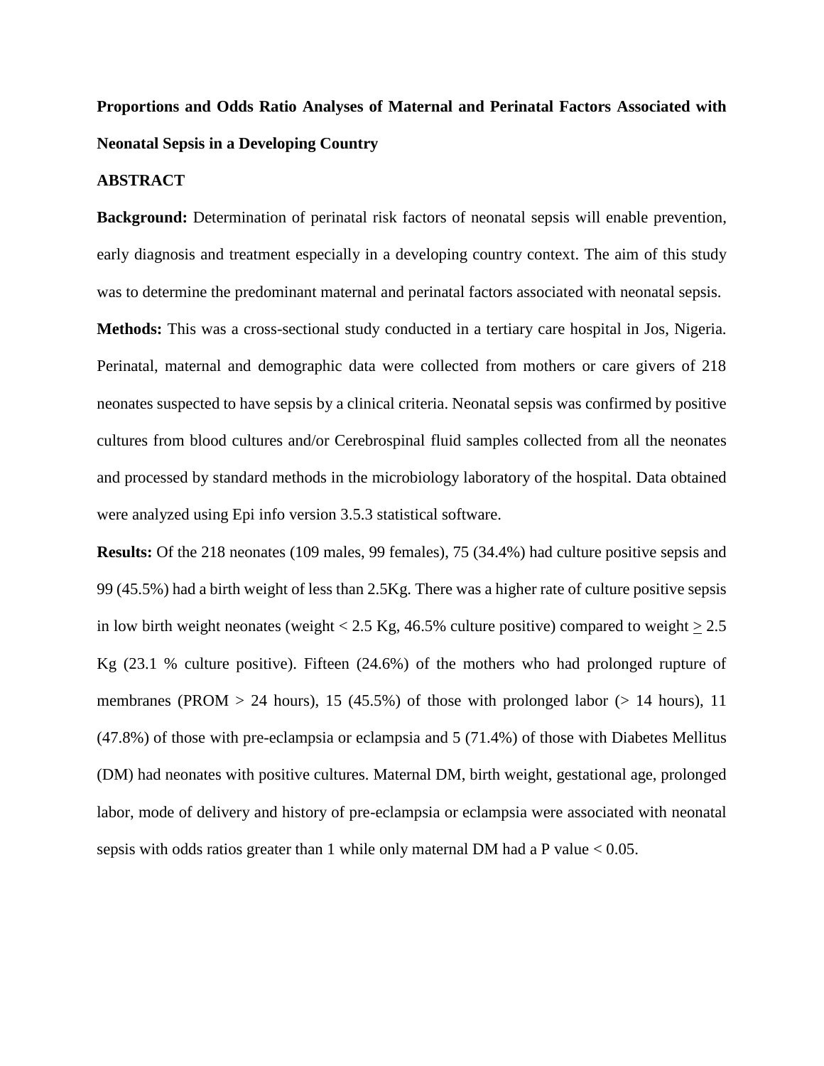**Proportions and Odds Ratio Analyses of Maternal and Perinatal Factors Associated with Neonatal Sepsis in a Developing Country**

**ABSTRACT**

**Background:** Determination of perinatal risk factors of neonatal sepsis will enable prevention, early diagnosis and treatment especially in a developing country context. The aim of this study was to determine the predominant maternal and perinatal factors associated with neonatal sepsis.

**Methods:** This was a cross-sectional study conducted in a tertiary care hospital in Jos, Nigeria. Perinatal, maternal and demographic data were collected from mothers or care givers of 218 neonates suspected to have sepsis by a clinical criteria. Neonatal sepsis was confirmed by positive cultures from blood cultures and/or Cerebrospinal fluid samples collected from all the neonates and processed by standard methods in the microbiology laboratory of the hospital. Data obtained were analyzed using Epi info version 3.5.3 statistical software.

**Results:** Of the 218 neonates (109 males, 99 females), 75 (34.4%) had culture positive sepsis and 99 (45.5%) had a birth weight of less than 2.5Kg. There was a higher rate of culture positive sepsis in low birth weight neonates (weight < 2.5 Kg, 46.5% culture positive) compared to weight $\geq$ 2.5 Kg (23.1 % culture positive). Fifteen (24.6%) of the mothers who had prolonged rupture of membranes (PROM > 24 hours), 15 (45.5%) of those with prolonged labor (> 14 hours), 11 (47.8%) of those with pre-eclampsia or eclampsia and 5 (71.4%) of those with Diabetes Mellitus (DM) had neonates with positive cultures. Maternal DM, birth weight, gestational age, prolonged labor, mode of delivery and history of pre-eclampsia or eclampsia were associated with neonatal sepsis with odds ratios greater than 1 while only maternal DM had a P value < 0.05.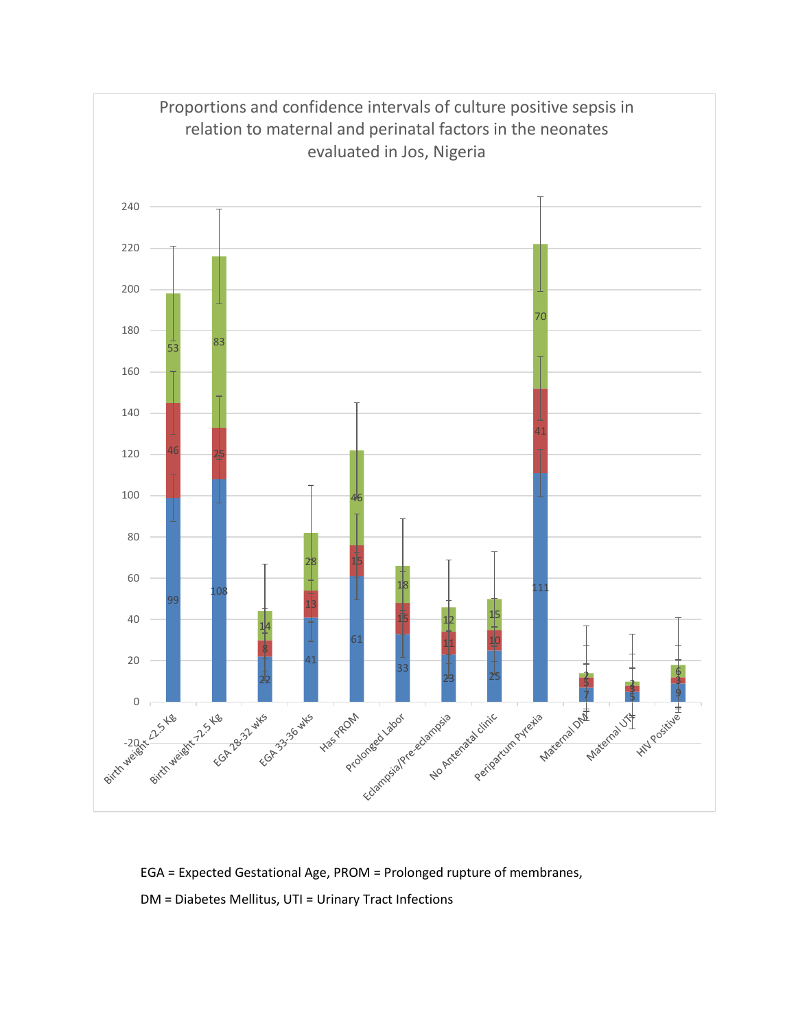Proportions and confidence intervals of culture positive sepsis in relation to maternal and perinatal factors in the neonates evaluated in Jos, Nigeria

240
220
200
180
160
140
120
100
80
60
40
20
0
-20

53
46
99
83
25
108
14
8
22
28
13
41
46
15
61
18
15
33
12
11
23
15
10
25
70
41
111
2
5
7
2
3
5
6
3
9

Birth weight <2.5 Kg
Birth weight >2.5 Kg
EGA 28-32 wks
EGA 33-36 wks
Has PROM
Prolonged Labor
Eclampsia/Pre-eclampsia
No Antenatal clinic
Peripartum Pyrexia
Maternal DM
Maternal UTI
HIV Positive

EGA = Expected Gestational Age, PROM = Prolonged rupture of membranes,

DM = Diabetes Mellitus, UTI = Urinary Tract Infections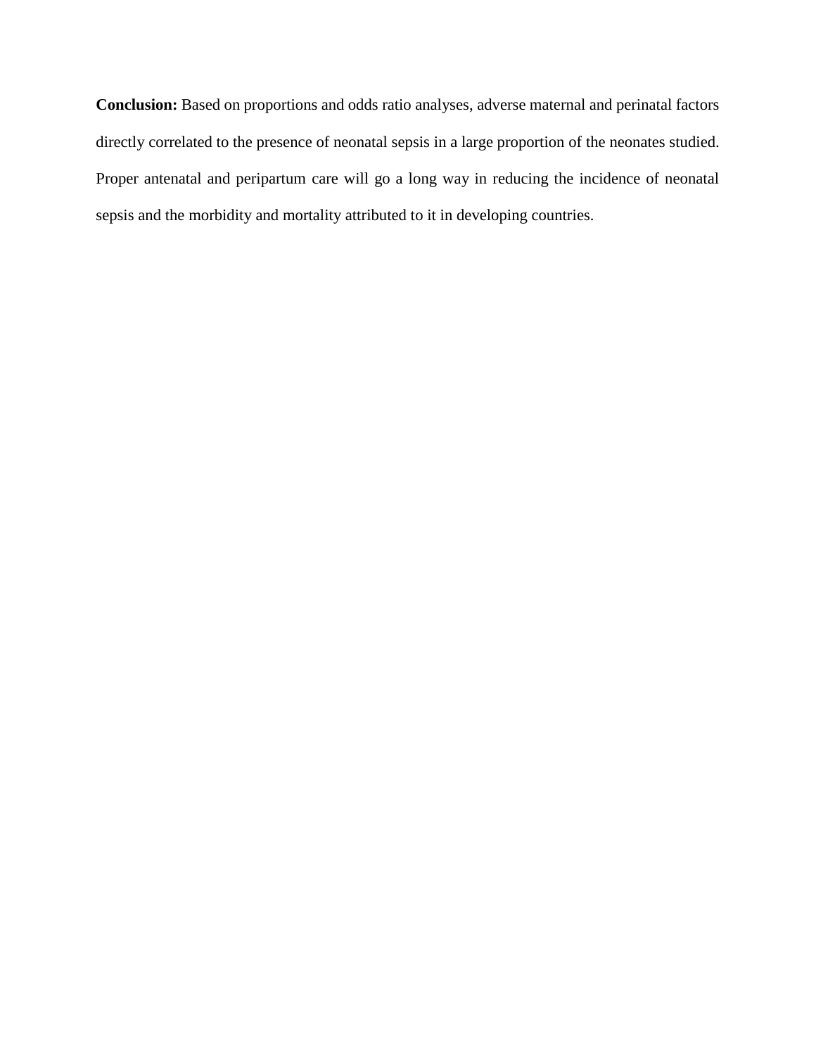**Conclusion:** Based on proportions and odds ratio analyses, adverse maternal and perinatal factors directly correlated to the presence of neonatal sepsis in a large proportion of the neonates studied. Proper antenatal and peripartum care will go a long way in reducing the incidence of neonatal sepsis and the morbidity and mortality attributed to it in developing countries.